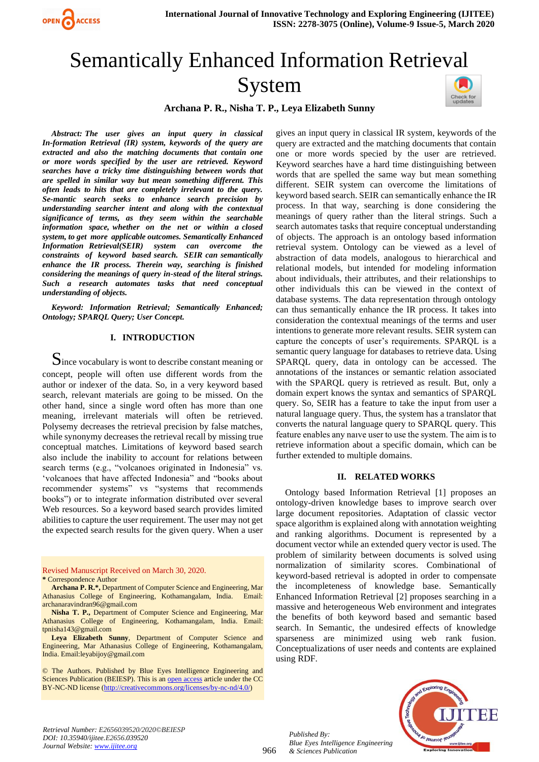# Semantically Enhanced Information Retrieval System

**Archana P. R., Nisha T. P., Leya Elizabeth Sunny**

***Abstract:*** ***The user gives an input query in classical In-formation Retrieval (IR) system, keywords of the query are extracted and also the matching documents that contain one or more words specified by the user are retrieved. Keyword searches have a tricky time distinguishing between words that are spelled in similar way but mean something different. This often leads to hits that are completely irrelevant to the query. Se-mantic search seeks to enhance search precision by understanding searcher intent and along with the contextual significance of terms, as they seem within the searchable information space, whether on the net or within a closed system, to get more applicable outcomes. Semantically Enhanced Information Retrieval(SEIR) system can overcome the constraints of keyword based search. SEIR can semantically enhance the IR process. Therein way, searching is finished considering the meanings of query in-stead of the literal strings. Such a research automates tasks that need conceptual understanding of objects.***

***Keyword:*** ***Information Retrieval; Semantically Enhanced; Ontology; SPARQL Query; User Concept.***

## I. INTRODUCTION

Since vocabulary is wont to describe constant meaning or concept, people will often use different words from the author or indexer of the data. So, in a very keyword based search, relevant materials are going to be missed. On the other hand, since a single word often has more than one meaning, irrelevant materials will often be retrieved. Polysemy decreases the retrieval precision by false matches, while synonymy decreases the retrieval recall by missing true conceptual matches. Limitations of keyword based search also include the inability to account for relations between search terms (e.g., "volcanoes originated in Indonesia" vs. 'volcanoes that have affected Indonesia" and "books about recommender systems" vs "systems that recommends books") or to integrate information distributed over several Web resources. So a keyword based search provides limited abilities to capture the user requirement. The user may not get the expected search results for the given query. When a user gives an input query in classical IR system, keywords of the query are extracted and the matching documents that contain one or more words specied by the user are retrieved. Keyword searches have a hard time distinguishing between words that are spelled the same way but mean something different. SEIR system can overcome the limitations of keyword based search. SEIR can semantically enhance the IR process. In that way, searching is done considering the meanings of query rather than the literal strings. Such a search automates tasks that require conceptual understanding of objects. The approach is an ontology based information retrieval system. Ontology can be viewed as a level of abstraction of data models, analogous to hierarchical and relational models, but intended for modeling information about individuals, their attributes, and their relationships to other individuals this can be viewed in the context of database systems. The data representation through ontology can thus semantically enhance the IR process. It takes into consideration the contextual meanings of the terms and user intentions to generate more relevant results. SEIR system can capture the concepts of user's requirements. SPARQL is a semantic query language for databases to retrieve data. Using SPARQL query, data in ontology can be accessed. The annotations of the instances or semantic relation associated with the SPARQL query is retrieved as result. But, only a domain expert knows the syntax and semantics of SPARQL query. So, SEIR has a feature to take the input from user a natural language query. Thus, the system has a translator that converts the natural language query to SPARQL query. This feature enables any naive user to use the system. The aim is to retrieve information about a specific domain, which can be further extended to multiple domains.

## II. RELATED WORKS

Ontology based Information Retrieval [1] proposes an ontology-driven knowledge bases to improve search over large document repositories. Adaptation of classic vector space algorithm is explained along with annotation weighting and ranking algorithms. Document is represented by a document vector while an extended query vector is used. The problem of similarity between documents is solved using normalization of similarity scores. Combinational of keyword-based retrieval is adopted in order to compensate the incompleteness of knowledge base. Semantically Enhanced Information Retrieval [2] proposes searching in a massive and heterogeneous Web environment and integrates the benefits of both keyword based and semantic based search. In Semantic, the undesired effects of knowledge sparseness are minimized using web rank fusion. Conceptualizations of user needs and contents are explained using RDF.

Revised Manuscript Received on March 30, 2020.

\* Correspondence Author

**Archana P. R.\***, Department of Computer Science and Engineering, Mar Athanasius College of Engineering, Kothamangalam, India. Email: archanaravindran96@gmail.com

**Nisha T. P.**, Department of Computer Science and Engineering, Mar Athanasius College of Engineering, Kothamangalam, India. Email: tpnisha143@gmail.com

**Leya Elizabeth Sunny**, Department of Computer Science and Engineering, Mar Athanasius College of Engineering, Kothamangalam, India. Email:leyabijoy@gmail.com

© The Authors. Published by Blue Eyes Intelligence Engineering and Sciences Publication (BEIESP). This is an open access article under the CC BY-NC-ND license (http://creativecommons.org/licenses/by-nc-nd/4.0/)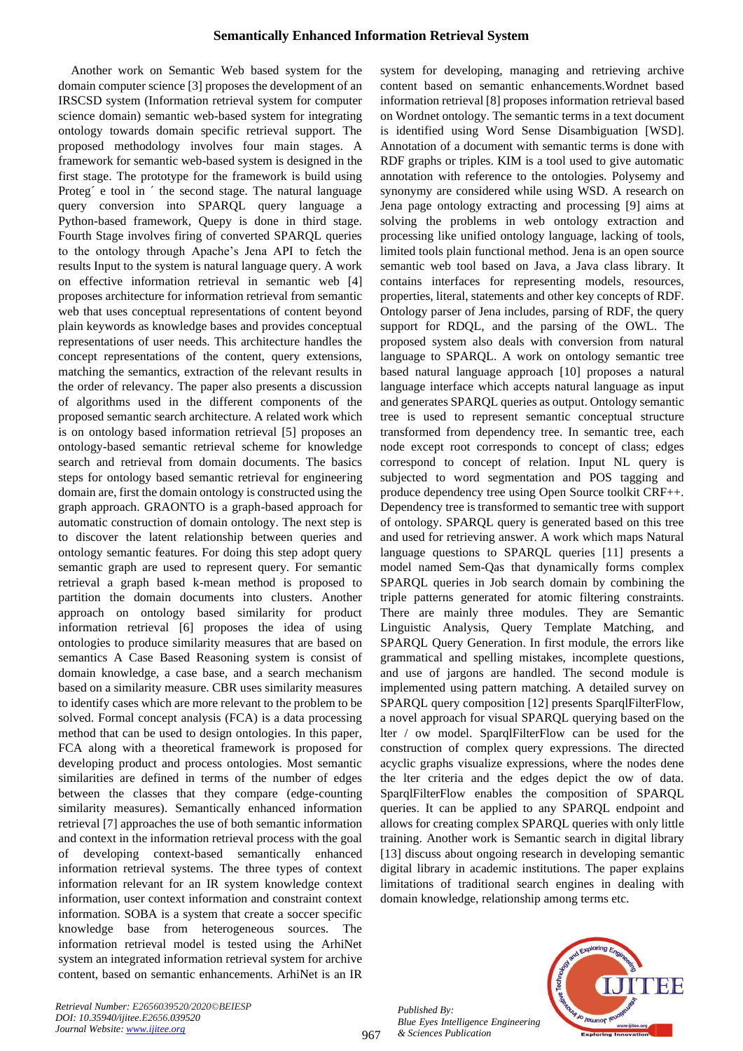Another work on Semantic Web based system for the domain computer science [3] proposes the development of an IRSCSD system (Information retrieval system for computer science domain) semantic web-based system for integrating ontology towards domain specific retrieval support. The proposed methodology involves four main stages. A framework for semantic web-based system is designed in the first stage. The prototype for the framework is build using Proteg´ e tool in ´ the second stage. The natural language query conversion into SPARQL query language a Python-based framework, Quepy is done in third stage. Fourth Stage involves firing of converted SPARQL queries to the ontology through Apache's Jena API to fetch the results Input to the system is natural language query. A work on effective information retrieval in semantic web [4] proposes architecture for information retrieval from semantic web that uses conceptual representations of content beyond plain keywords as knowledge bases and provides conceptual representations of user needs. This architecture handles the concept representations of the content, query extensions, matching the semantics, extraction of the relevant results in the order of relevancy. The paper also presents a discussion of algorithms used in the different components of the proposed semantic search architecture. A related work which is on ontology based information retrieval [5] proposes an ontology-based semantic retrieval scheme for knowledge search and retrieval from domain documents. The basics steps for ontology based semantic retrieval for engineering domain are, first the domain ontology is constructed using the graph approach. GRAONTO is a graph-based approach for automatic construction of domain ontology. The next step is to discover the latent relationship between queries and ontology semantic features. For doing this step adopt query semantic graph are used to represent query. For semantic retrieval a graph based k-mean method is proposed to partition the domain documents into clusters. Another approach on ontology based similarity for product information retrieval [6] proposes the idea of using ontologies to produce similarity measures that are based on semantics A Case Based Reasoning system is consist of domain knowledge, a case base, and a search mechanism based on a similarity measure. CBR uses similarity measures to identify cases which are more relevant to the problem to be solved. Formal concept analysis (FCA) is a data processing method that can be used to design ontologies. In this paper, FCA along with a theoretical framework is proposed for developing product and process ontologies. Most semantic similarities are defined in terms of the number of edges between the classes that they compare (edge-counting similarity measures). Semantically enhanced information retrieval [7] approaches the use of both semantic information and context in the information retrieval process with the goal of developing context-based semantically enhanced information retrieval systems. The three types of context information relevant for an IR system knowledge context information, user context information and constraint context information. SOBA is a system that create a soccer specific knowledge base from heterogeneous sources. The information retrieval model is tested using the ArhiNet system an integrated information retrieval system for archive content, based on semantic enhancements. ArhiNet is an IR system for developing, managing and retrieving archive content based on semantic enhancements.Wordnet based information retrieval [8] proposes information retrieval based on Wordnet ontology. The semantic terms in a text document is identified using Word Sense Disambiguation [WSD]. Annotation of a document with semantic terms is done with RDF graphs or triples. KIM is a tool used to give automatic annotation with reference to the ontologies. Polysemy and synonymy are considered while using WSD. A research on Jena page ontology extracting and processing [9] aims at solving the problems in web ontology extraction and processing like unified ontology language, lacking of tools, limited tools plain functional method. Jena is an open source semantic web tool based on Java, a Java class library. It contains interfaces for representing models, resources, properties, literal, statements and other key concepts of RDF. Ontology parser of Jena includes, parsing of RDF, the query support for RDQL, and the parsing of the OWL. The proposed system also deals with conversion from natural language to SPARQL. A work on ontology semantic tree based natural language approach [10] proposes a natural language interface which accepts natural language as input and generates SPARQL queries as output. Ontology semantic tree is used to represent semantic conceptual structure transformed from dependency tree. In semantic tree, each node except root corresponds to concept of class; edges correspond to concept of relation. Input NL query is subjected to word segmentation and POS tagging and produce dependency tree using Open Source toolkit CRF++. Dependency tree is transformed to semantic tree with support of ontology. SPARQL query is generated based on this tree and used for retrieving answer. A work which maps Natural language questions to SPARQL queries [11] presents a model named Sem-Qas that dynamically forms complex SPARQL queries in Job search domain by combining the triple patterns generated for atomic filtering constraints. There are mainly three modules. They are Semantic Linguistic Analysis, Query Template Matching, and SPARQL Query Generation. In first module, the errors like grammatical and spelling mistakes, incomplete questions, and use of jargons are handled. The second module is implemented using pattern matching. A detailed survey on SPARQL query composition [12] presents SparqlFilterFlow, a novel approach for visual SPARQL querying based on the lter / ow model. SparqlFilterFlow can be used for the construction of complex query expressions. The directed acyclic graphs visualize expressions, where the nodes dene the lter criteria and the edges depict the ow of data. SparqlFilterFlow enables the composition of SPARQL queries. It can be applied to any SPARQL endpoint and allows for creating complex SPARQL queries with only little training. Another work is Semantic search in digital library [13] discuss about ongoing research in developing semantic digital library in academic institutions. The paper explains limitations of traditional search engines in dealing with domain knowledge, relationship among terms etc.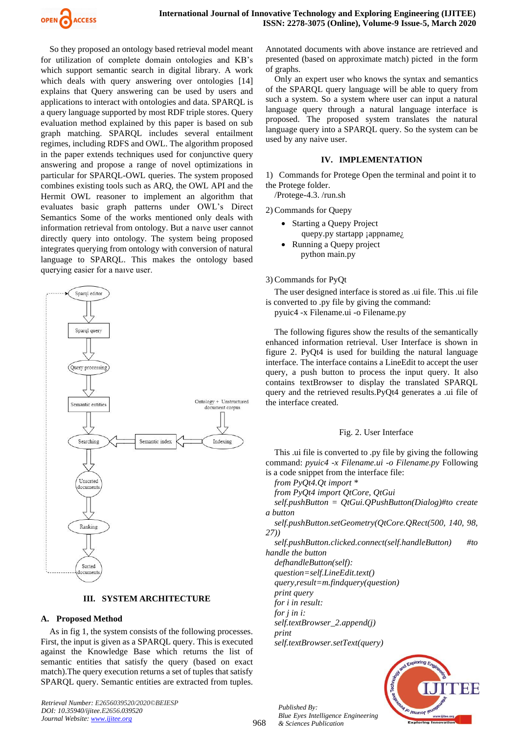So they proposed an ontology based retrieval model meant for utilization of complete domain ontologies and KB's which support semantic search in digital library. A work which deals with query answering over ontologies [14] explains that Query answering can be used by users and applications to interact with ontologies and data. SPARQL is a query language supported by most RDF triple stores. Query evaluation method explained by this paper is based on sub graph matching. SPARQL includes several entailment regimes, including RDFS and OWL. The algorithm proposed in the paper extends techniques used for conjunctive query answering and propose a range of novel optimizations in particular for SPARQL-OWL queries. The system proposed combines existing tools such as ARQ, the OWL API and the Hermit OWL reasoner to implement an algorithm that evaluates basic graph patterns under OWL's Direct Semantics Some of the works mentioned only deals with information retrieval from ontology. But a naıve user cannot directly query into ontology. The system being proposed integrates querying from ontology with conversion of natural language to SPARQL. This makes the ontology based querying easier for a naıve user.

Sparql editor → Sparql query → Query processing → Semantic entities → Searching → Unsorted documents → Ranking → Sorted documents

Ontology + Unstructured document corpus → Indexing → Semantic index → Searching

## III. SYSTEM ARCHITECTURE

### A. Proposed Method

As in fig 1, the system consists of the following processes. First, the input is given as a SPARQL query. This is executed against the Knowledge Base which returns the list of semantic entities that satisfy the query (based on exact match).The query execution returns a set of tuples that satisfy SPARQL query. Semantic entities are extracted from tuples. Annotated documents with above instance are retrieved and presented (based on approximate match) picted in the form of graphs.

Only an expert user who knows the syntax and semantics of the SPARQL query language will be able to query from such a system. So a system where user can input a natural language query through a natural language interface is proposed. The proposed system translates the natural language query into a SPARQL query. So the system can be used by any naive user.

## IV. IMPLEMENTATION

1) Commands for Protege Open the terminal and point it to the Protege folder.
/Protege-4.3. /run.sh

2) Commands for Quepy

- Starting a Quepy Project
  quepy.py startapp ¡appname¿
- Running a Quepy project
  python main.py

3) Commands for PyQt

The user designed interface is stored as .ui file. This .ui file is converted to .py file by giving the command:
pyuic4 -x Filename.ui -o Filename.py

The following figures show the results of the semantically enhanced information retrieval. User Interface is shown in figure 2. PyQt4 is used for building the natural language interface. The interface contains a LineEdit to accept the user query, a push button to process the input query. It also contains textBrowser to display the translated SPARQL query and the retrieved results.PyQt4 generates a .ui file of the interface created.

Fig. 2. User Interface

This .ui file is converted to .py file by giving the following command: *pyuic4 -x Filename.ui -o Filename.py* Following is a code snippet from the interface file:

```
from PyQt4.Qt import *
from PyQt4 import QtCore, QtGui
self.pushButton = QtGui.QPushButton(Dialog)#to create a button
self.pushButton.setGeometry(QtCore.QRect(500, 140, 98, 27))
self.pushButton.clicked.connect(self.handleButton)      #to handle the button
defhandleButton(self):
question=self.LineEdit.text()
query,result=m.findquery(question)
print query
for i in result:
for j in i:
self.textBrowser_2.append(j)
print
self.textBrowser.setText(query)
```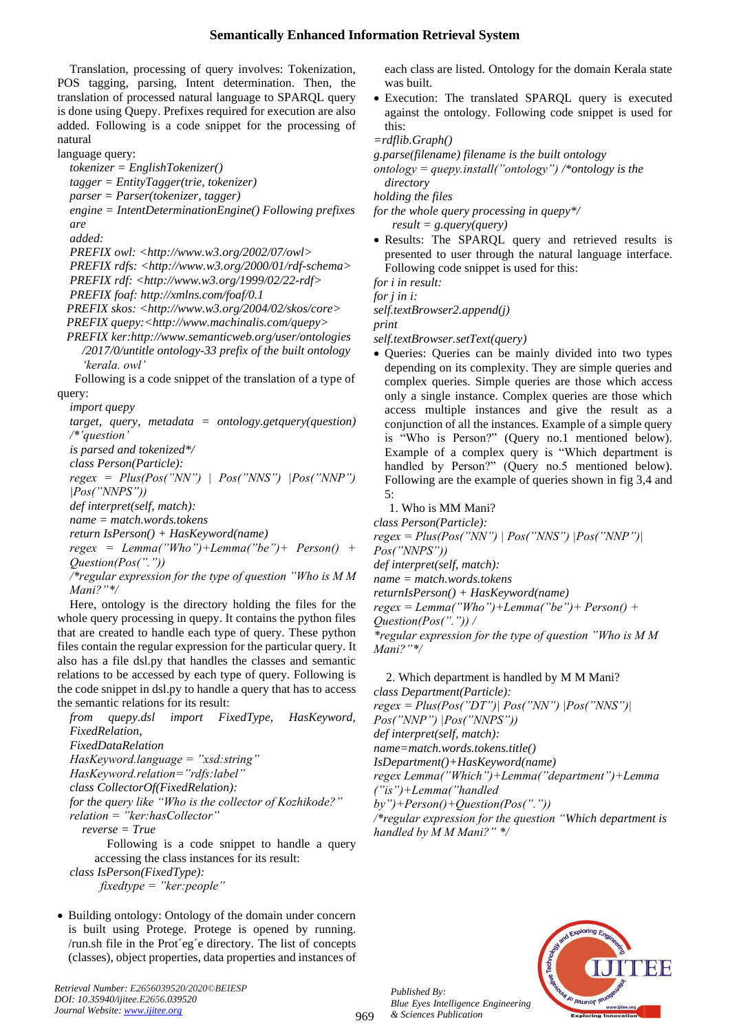Translation, processing of query involves: Tokenization, POS tagging, parsing, Intent determination. Then, the translation of processed natural language to SPARQL query is done using Quepy. Prefixes required for execution are also added. Following is a code snippet for the processing of natural

language query:

```
tokenizer = EnglishTokenizer()
tagger = EntityTagger(trie, tokenizer)
parser = Parser(tokenizer, tagger)
engine = IntentDeterminationEngine() Following prefixes are
added:
PREFIX owl: <http://www.w3.org/2002/07/owl>
PREFIX rdfs: <http://www.w3.org/2000/01/rdf-schema>
PREFIX rdf: <http://www.w3.org/1999/02/22-rdf>
PREFIX foaf: http://xmlns.com/foaf/0.1
PREFIX skos: <http://www.w3.org/2004/02/skos/core>
PREFIX quepy:<http://www.machinalis.com/quepy>
PREFIX ker:http://www.semanticweb.org/user/ontologies
  /2017/0/untitle ontology-33 prefix of the built ontology
  'kerala. owl'
```

Following is a code snippet of the translation of a type of query:

```
import quepy
target, query, metadata = ontology.getquery(question)
/*'question'
is parsed and tokenized*/
class Person(Particle):
regex = Plus(Pos("NN") | Pos("NNS") |Pos("NNP")
|Pos("NNPS"))
def interpret(self, match):
name = match.words.tokens
return IsPerson() + HasKeyword(name)
regex = Lemma("Who")+Lemma("be")+ Person() +
Question(Pos("."))
/*regular expression for the type of question "Who is M M
Mani?"*/
```

Here, ontology is the directory holding the files for the whole query processing in quepy. It contains the python files that are created to handle each type of query. These python files contain the regular expression for the particular query. It also has a file dsl.py that handles the classes and semantic relations to be accessed by each type of query. Following is the code snippet in dsl.py to handle a query that has to access the semantic relations for its result:

```
from quepy.dsl import FixedType, HasKeyword,
FixedRelation,
FixedDataRelation
HasKeyword.language = "xsd:string"
HasKeyword.relation="rdfs:label"
class CollectorOf(FixedRelation):
for the query like "Who is the collector of Kozhikode?"
relation = "ker:hasCollector"
  reverse = True
```

Following is a code snippet to handle a query accessing the class instances for its result:

```
class IsPerson(FixedType):
  fixedtype = "ker:people"
```

- Building ontology: Ontology of the domain under concern is built using Protege. Protege is opened by running. /run.sh file in the Prot´eg´e directory. The list of concepts (classes), object properties, data properties and instances of each class are listed. Ontology for the domain Kerala state was built.
- Execution: The translated SPARQL query is executed against the ontology. Following code snippet is used for this:

```
=rdflib.Graph()
g.parse(filename) filename is the built ontology
ontology = quepy.install("ontology") /*ontology is the
  directory
holding the files
for the whole query processing in quepy*/
  result = g.query(query)
```

- Results: The SPARQL query and retrieved results is presented to user through the natural language interface. Following code snippet is used for this:

```
for i in result:
for j in i:
self.textBrowser2.append(j)
print
self.textBrowser.setText(query)
```

- Queries: Queries can be mainly divided into two types depending on its complexity. They are simple queries and complex queries. Simple queries are those which access only a single instance. Complex queries are those which access multiple instances and give the result as a conjunction of all the instances. Example of a simple query is "Who is Person?" (Query no.1 mentioned below). Example of a complex query is "Which department is handled by Person?" (Query no.5 mentioned below). Following are the example of queries shown in fig 3,4 and 5:

1. Who is MM Mani?

```
class Person(Particle):
regex = Plus(Pos("NN") | Pos("NNS") |Pos("NNP")|
Pos("NNPS"))
def interpret(self, match):
name = match.words.tokens
returnIsPerson() + HasKeyword(name)
regex = Lemma("Who")+Lemma("be")+ Person() +
Question(Pos(".")) /
*regular expression for the type of question "Who is M M
Mani?"*/
```

2. Which department is handled by M M Mani?

```
class Department(Particle):
regex = Plus(Pos("DT")| Pos("NN") |Pos("NNS")|
Pos("NNP") |Pos("NNPS"))
def interpret(self, match):
name=match.words.tokens.title()
IsDepartment()+HasKeyword(name)
regex Lemma("Which")+Lemma("department")+Lemma
("is")+Lemma("handled
by")+Person()+Question(Pos("."))
/*regular expression for the question "Which department is
handled by M M Mani?" */
```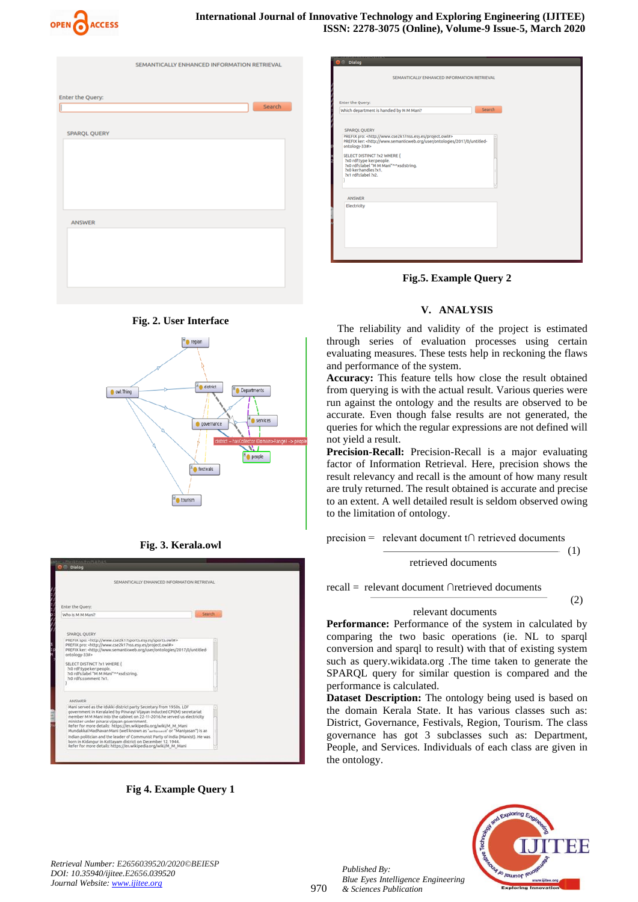Fig. 2. User Interface

Fig. 3. Kerala.owl

Fig 4. Example Query 1

Fig.5. Example Query 2

## V. ANALYSIS

The reliability and validity of the project is estimated through series of evaluation processes using certain evaluating measures. These tests help in reckoning the flaws and performance of the system.

**Accuracy:** This feature tells how close the result obtained from querying is with the actual result. Various queries were run against the ontology and the results are observed to be accurate. Even though false results are not generated, the queries for which the regular expressions are not defined will not yield a result.

**Precision-Recall:** Precision-Recall is a major evaluating factor of Information Retrieval. Here, precision shows the result relevancy and recall is the amount of how many result are truly returned. The result obtained is accurate and precise to an extent. A well detailed result is seldom observed owing to the limitation of ontology.

$$\text{precision} = \frac{\text{relevant document } t \cap \text{ retrieved documents}}{\text{retrieved documents}} \quad (1)$$

$$\text{recall} = \frac{\text{relevant document } \cap \text{retrieved documents}}{\text{relevant documents}} \quad (2)$$

**Performance:** Performance of the system in calculated by comparing the two basic operations (ie. NL to sparql conversion and sparql to result) with that of existing system such as query.wikidata.org .The time taken to generate the SPARQL query for similar question is compared and the performance is calculated.

**Dataset Description:** The ontology being used is based on the domain Kerala State. It has various classes such as: District, Governance, Festivals, Region, Tourism. The class governance has got 3 subclasses such as: Department, People, and Services. Individuals of each class are given in the ontology.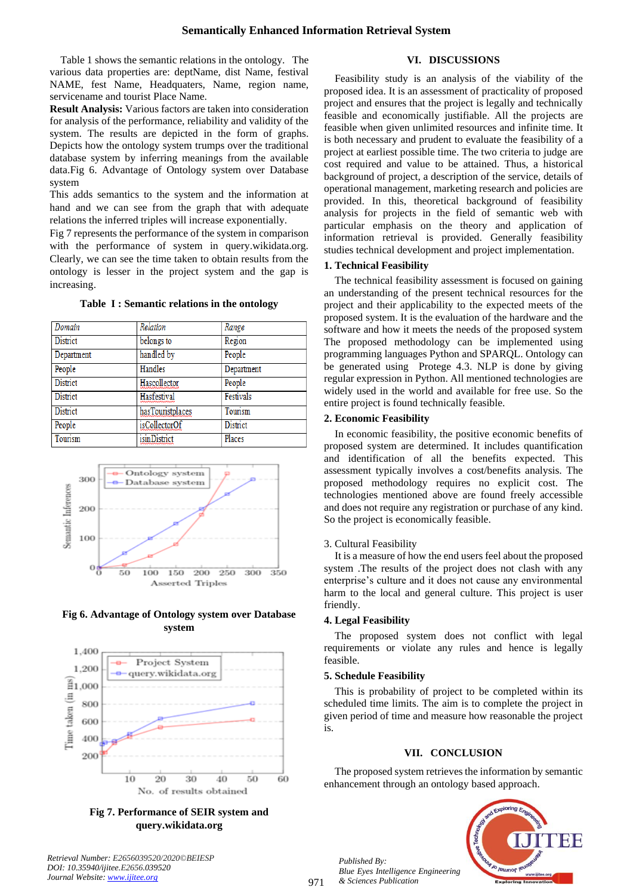Table 1 shows the semantic relations in the ontology. The various data properties are: deptName, dist Name, festival NAME, fest Name, Headquaters, Name, region name, servicename and tourist Place Name.

**Result Analysis:** Various factors are taken into consideration for analysis of the performance, reliability and validity of the system. The results are depicted in the form of graphs. Depicts how the ontology system trumps over the traditional database system by inferring meanings from the available data.Fig 6. Advantage of Ontology system over Database system

This adds semantics to the system and the information at hand and we can see from the graph that with adequate relations the inferred triples will increase exponentially.

Fig 7 represents the performance of the system in comparison with the performance of system in query.wikidata.org. Clearly, we can see the time taken to obtain results from the ontology is lesser in the project system and the gap is increasing.

**Table I : Semantic relations in the ontology**

| *Domain* | *Relation* | *Range* |
|---|---|---|
| District | belongs to | Region |
| Department | handled by | People |
| People | Handles | Department |
| District | Hascollector | People |
| District | Hasfestival | Festivals |
| District | hasTouristplaces | Tourism |
| People | isCollectorOf | District |
| Tourism | isinDistrict | Places |

**Fig 6. Advantage of Ontology system over Database system**

**Fig 7. Performance of SEIR system and query.wikidata.org**

## VI. DISCUSSIONS

Feasibility study is an analysis of the viability of the proposed idea. It is an assessment of practicality of proposed project and ensures that the project is legally and technically feasible and economically justifiable. All the projects are feasible when given unlimited resources and infinite time. It is both necessary and prudent to evaluate the feasibility of a project at earliest possible time. The two criteria to judge are cost required and value to be attained. Thus, a historical background of project, a description of the service, details of operational management, marketing research and policies are provided. In this, theoretical background of feasibility analysis for projects in the field of semantic web with particular emphasis on the theory and application of information retrieval is provided. Generally feasibility studies technical development and project implementation.

### 1. Technical Feasibility

The technical feasibility assessment is focused on gaining an understanding of the present technical resources for the project and their applicability to the expected meets of the proposed system. It is the evaluation of the hardware and the software and how it meets the needs of the proposed system The proposed methodology can be implemented using programming languages Python and SPARQL. Ontology can be generated using Protege 4.3. NLP is done by giving regular expression in Python. All mentioned technologies are widely used in the world and available for free use. So the entire project is found technically feasible.

### 2. Economic Feasibility

In economic feasibility, the positive economic benefits of proposed system are determined. It includes quantification and identification of all the benefits expected. This assessment typically involves a cost/benefits analysis. The proposed methodology requires no explicit cost. The technologies mentioned above are found freely accessible and does not require any registration or purchase of any kind. So the project is economically feasible.

3. Cultural Feasibility

It is a measure of how the end users feel about the proposed system .The results of the project does not clash with any enterprise's culture and it does not cause any environmental harm to the local and general culture. This project is user friendly.

### 4. Legal Feasibility

The proposed system does not conflict with legal requirements or violate any rules and hence is legally feasible.

### 5. Schedule Feasibility

This is probability of project to be completed within its scheduled time limits. The aim is to complete the project in given period of time and measure how reasonable the project is.

## VII. CONCLUSION

The proposed system retrieves the information by semantic enhancement through an ontology based approach.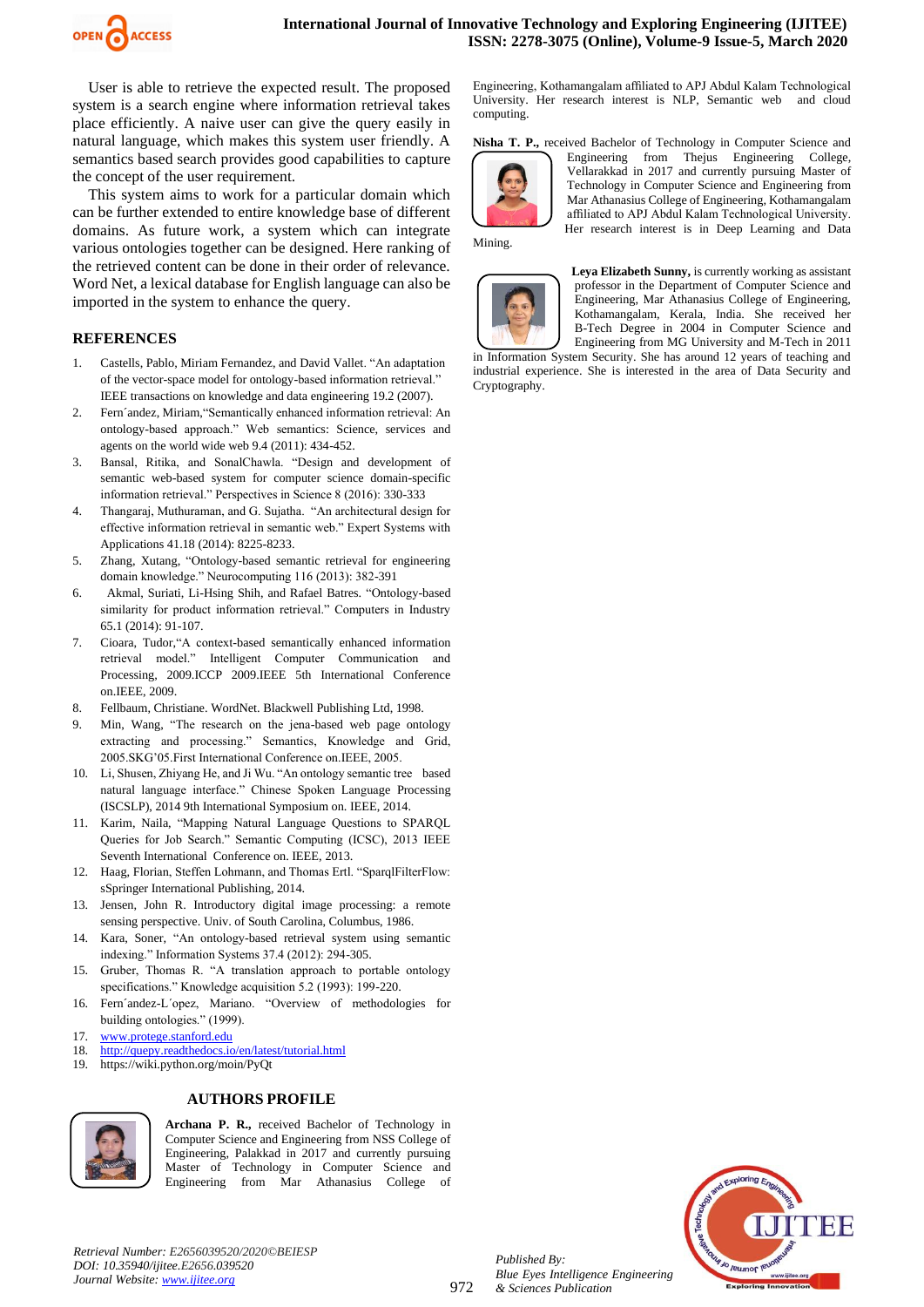User is able to retrieve the expected result. The proposed system is a search engine where information retrieval takes place efficiently. A naive user can give the query easily in natural language, which makes this system user friendly. A semantics based search provides good capabilities to capture the concept of the user requirement.

This system aims to work for a particular domain which can be further extended to entire knowledge base of different domains. As future work, a system which can integrate various ontologies together can be designed. Here ranking of the retrieved content can be done in their order of relevance. Word Net, a lexical database for English language can also be imported in the system to enhance the query.

## REFERENCES

1. Castells, Pablo, Miriam Fernandez, and David Vallet. "An adaptation of the vector-space model for ontology-based information retrieval." IEEE transactions on knowledge and data engineering 19.2 (2007).
2. Fern´andez, Miriam,"Semantically enhanced information retrieval: An ontology-based approach." Web semantics: Science, services and agents on the world wide web 9.4 (2011): 434-452.
3. Bansal, Ritika, and SonalChawla. "Design and development of semantic web-based system for computer science domain-specific information retrieval." Perspectives in Science 8 (2016): 330-333
4. Thangaraj, Muthuraman, and G. Sujatha. "An architectural design for effective information retrieval in semantic web." Expert Systems with Applications 41.18 (2014): 8225-8233.
5. Zhang, Xutang, "Ontology-based semantic retrieval for engineering domain knowledge." Neurocomputing 116 (2013): 382-391
6. Akmal, Suriati, Li-Hsing Shih, and Rafael Batres. "Ontology-based similarity for product information retrieval." Computers in Industry 65.1 (2014): 91-107.
7. Cioara, Tudor,"A context-based semantically enhanced information retrieval model." Intelligent Computer Communication and Processing, 2009.ICCP 2009.IEEE 5th International Conference on.IEEE, 2009.
8. Fellbaum, Christiane. WordNet. Blackwell Publishing Ltd, 1998.
9. Min, Wang, "The research on the jena-based web page ontology extracting and processing." Semantics, Knowledge and Grid, 2005.SKG'05.First International Conference on.IEEE, 2005.
10. Li, Shusen, Zhiyang He, and Ji Wu. "An ontology semantic tree based natural language interface." Chinese Spoken Language Processing (ISCSLP), 2014 9th International Symposium on. IEEE, 2014.
11. Karim, Naila, "Mapping Natural Language Questions to SPARQL Queries for Job Search." Semantic Computing (ICSC), 2013 IEEE Seventh International Conference on. IEEE, 2013.
12. Haag, Florian, Steffen Lohmann, and Thomas Ertl. "SparqlFilterFlow: sSpringer International Publishing, 2014.
13. Jensen, John R. Introductory digital image processing: a remote sensing perspective. Univ. of South Carolina, Columbus, 1986.
14. Kara, Soner, "An ontology-based retrieval system using semantic indexing." Information Systems 37.4 (2012): 294-305.
15. Gruber, Thomas R. "A translation approach to portable ontology specifications." Knowledge acquisition 5.2 (1993): 199-220.
16. Fern´andez-L´opez, Mariano. "Overview of methodologies for building ontologies." (1999).
17. www.protege.stanford.edu
18. http://quepy.readthedocs.io/en/latest/tutorial.html
19. https://wiki.python.org/moin/PyQt

## AUTHORS PROFILE

**Archana P. R.,** received Bachelor of Technology in Computer Science and Engineering from NSS College of Engineering, Palakkad in 2017 and currently pursuing Master of Technology in Computer Science and Engineering from Mar Athanasius College of Engineering, Kothamangalam affiliated to APJ Abdul Kalam Technological University. Her research interest is NLP, Semantic web and cloud computing.

**Nisha T. P.,** received Bachelor of Technology in Computer Science and Engineering from Thejus Engineering College, Vellarakkad in 2017 and currently pursuing Master of Technology in Computer Science and Engineering from Mar Athanasius College of Engineering, Kothamangalam affiliated to APJ Abdul Kalam Technological University. Her research interest is in Deep Learning and Data Mining.

**Leya Elizabeth Sunny,** is currently working as assistant professor in the Department of Computer Science and Engineering, Mar Athanasius College of Engineering, Kothamangalam, Kerala, India. She received her B-Tech Degree in 2004 in Computer Science and Engineering from MG University and M-Tech in 2011 in Information System Security. She has around 12 years of teaching and industrial experience. She is interested in the area of Data Security and Cryptography.